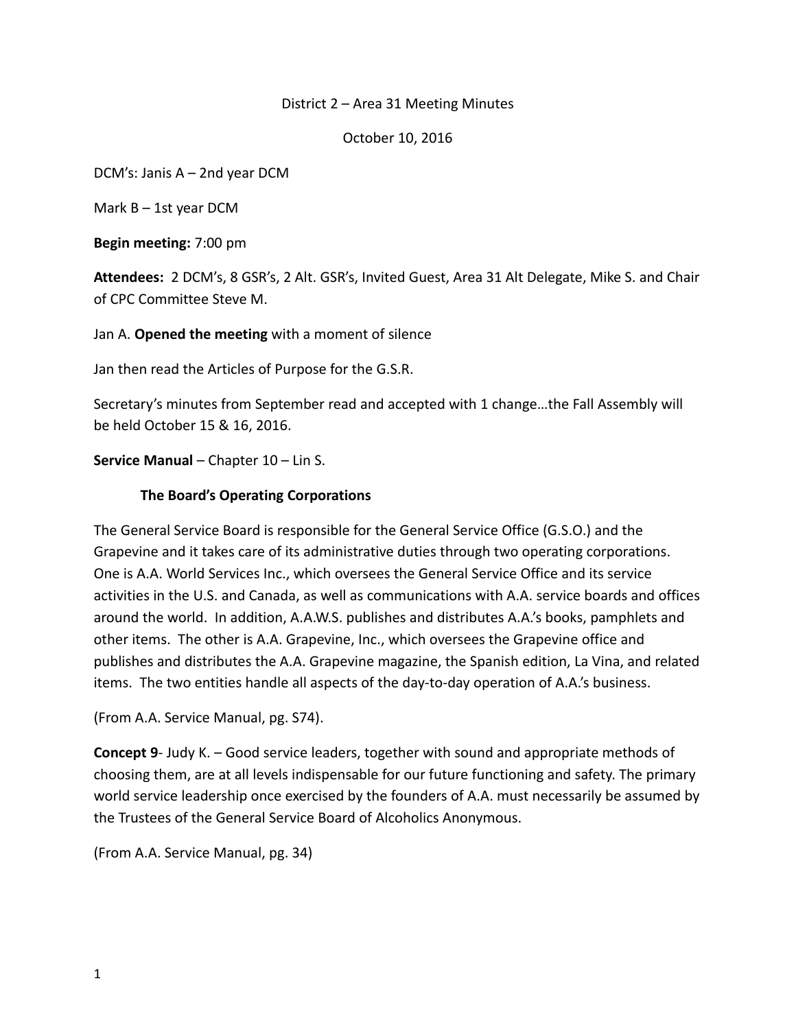District 2 – Area 31 Meeting Minutes

October 10, 2016

DCM's: Janis A – 2nd year DCM

Mark B – 1st year DCM

**Begin meeting:** 7:00 pm

**Attendees:** 2 DCM's, 8 GSR's, 2 Alt. GSR's, Invited Guest, Area 31 Alt Delegate, Mike S. and Chair of CPC Committee Steve M.

Jan A. **Opened the meeting** with a moment of silence

Jan then read the Articles of Purpose for the G.S.R.

Secretary's minutes from September read and accepted with 1 change…the Fall Assembly will be held October 15 & 16, 2016.

**Service Manual** – Chapter 10 – Lin S.

**The Board's Operating Corporations**

The General Service Board is responsible for the General Service Office (G.S.O.) and the Grapevine and it takes care of its administrative duties through two operating corporations. One is A.A. World Services Inc., which oversees the General Service Office and its service activities in the U.S. and Canada, as well as communications with A.A. service boards and offices around the world. In addition, A.A.W.S. publishes and distributes A.A.'s books, pamphlets and other items. The other is A.A. Grapevine, Inc., which oversees the Grapevine office and publishes and distributes the A.A. Grapevine magazine, the Spanish edition, La Vina, and related items. The two entities handle all aspects of the day-to-day operation of A.A.'s business.

(From A.A. Service Manual, pg. S74).

**Concept 9**- Judy K. – Good service leaders, together with sound and appropriate methods of choosing them, are at all levels indispensable for our future functioning and safety. The primary world service leadership once exercised by the founders of A.A. must necessarily be assumed by the Trustees of the General Service Board of Alcoholics Anonymous.

(From A.A. Service Manual, pg. 34)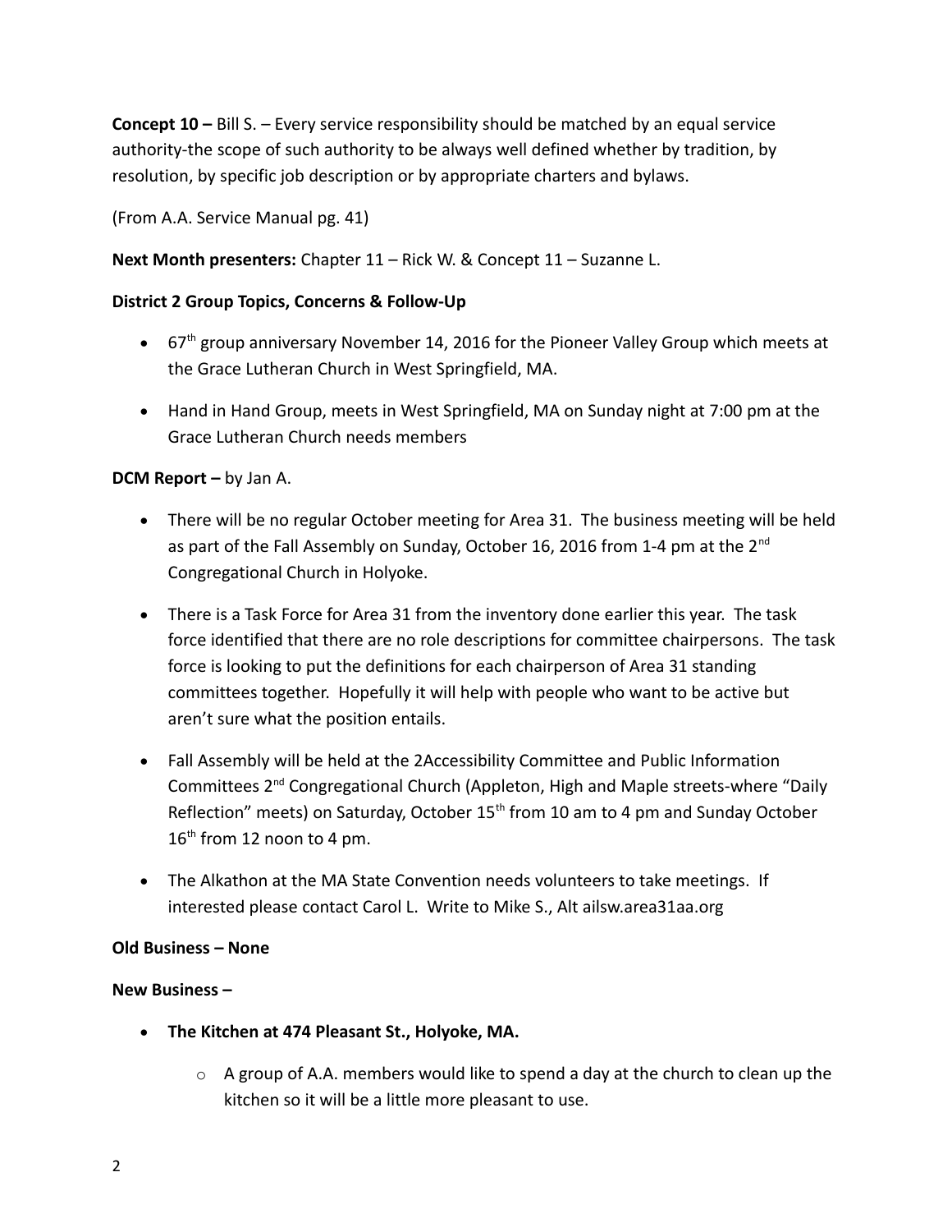**Concept 10 –** Bill S. – Every service responsibility should be matched by an equal service authority-the scope of such authority to be always well defined whether by tradition, by resolution, by specific job description or by appropriate charters and bylaws.

(From A.A. Service Manual pg. 41)

**Next Month presenters:** Chapter 11 – Rick W. & Concept 11 – Suzanne L.

**District 2 Group Topics, Concerns & Follow-Up**

- 67th group anniversary November 14, 2016 for the Pioneer Valley Group which meets at the Grace Lutheran Church in West Springfield, MA.
- Hand in Hand Group, meets in West Springfield, MA on Sunday night at 7:00 pm at the Grace Lutheran Church needs members

**DCM Report –** by Jan A.

- There will be no regular October meeting for Area 31. The business meeting will be held as part of the Fall Assembly on Sunday, October 16, 2016 from 1-4 pm at the 2nd Congregational Church in Holyoke.
- There is a Task Force for Area 31 from the inventory done earlier this year. The task force identified that there are no role descriptions for committee chairpersons. The task force is looking to put the definitions for each chairperson of Area 31 standing committees together. Hopefully it will help with people who want to be active but aren't sure what the position entails.
- Fall Assembly will be held at the 2Accessibility Committee and Public Information Committees 2nd Congregational Church (Appleton, High and Maple streets-where "Daily Reflection" meets) on Saturday, October 15th from 10 am to 4 pm and Sunday October 16th from 12 noon to 4 pm.
- The Alkathon at the MA State Convention needs volunteers to take meetings. If interested please contact Carol L. Write to Mike S., Alt ailsw.area31aa.org

**Old Business – None**

**New Business –**

- **The Kitchen at 474 Pleasant St., Holyoke, MA.**
  - A group of A.A. members would like to spend a day at the church to clean up the kitchen so it will be a little more pleasant to use.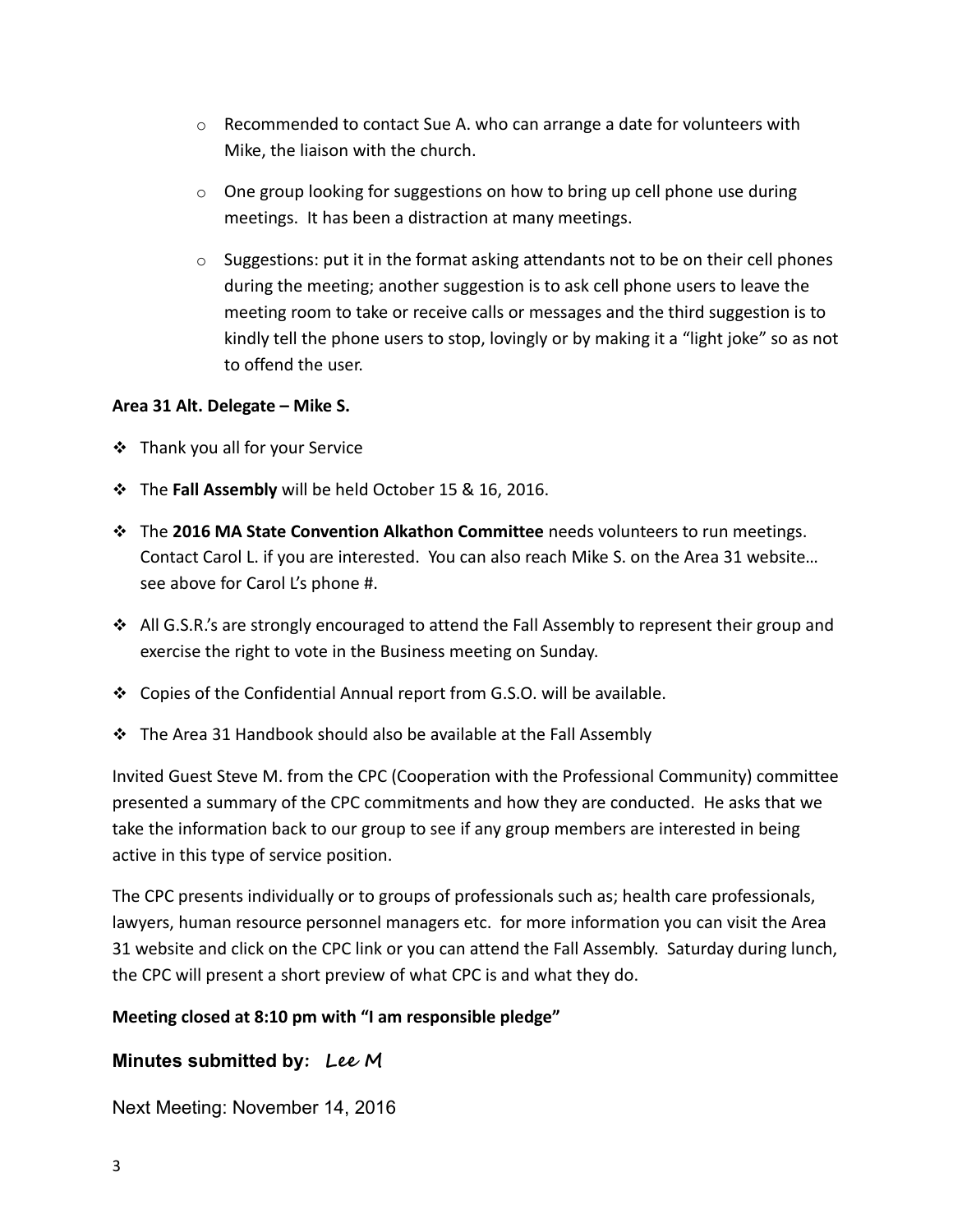- Recommended to contact Sue A. who can arrange a date for volunteers with Mike, the liaison with the church.

- One group looking for suggestions on how to bring up cell phone use during meetings. It has been a distraction at many meetings.

- Suggestions: put it in the format asking attendants not to be on their cell phones during the meeting; another suggestion is to ask cell phone users to leave the meeting room to take or receive calls or messages and the third suggestion is to kindly tell the phone users to stop, lovingly or by making it a "light joke" so as not to offend the user.

**Area 31 Alt. Delegate – Mike S.**

- Thank you all for your Service
- The **Fall Assembly** will be held October 15 & 16, 2016.
- The **2016 MA State Convention Alkathon Committee** needs volunteers to run meetings. Contact Carol L. if you are interested. You can also reach Mike S. on the Area 31 website… see above for Carol L's phone #.
- All G.S.R.'s are strongly encouraged to attend the Fall Assembly to represent their group and exercise the right to vote in the Business meeting on Sunday.
- Copies of the Confidential Annual report from G.S.O. will be available.
- The Area 31 Handbook should also be available at the Fall Assembly

Invited Guest Steve M. from the CPC (Cooperation with the Professional Community) committee presented a summary of the CPC commitments and how they are conducted. He asks that we take the information back to our group to see if any group members are interested in being active in this type of service position.

The CPC presents individually or to groups of professionals such as; health care professionals, lawyers, human resource personnel managers etc. for more information you can visit the Area 31 website and click on the CPC link or you can attend the Fall Assembly. Saturday during lunch, the CPC will present a short preview of what CPC is and what they do.

**Meeting closed at 8:10 pm with "I am responsible pledge"**

**Minutes submitted by:** *Lee M*

Next Meeting: November 14, 2016